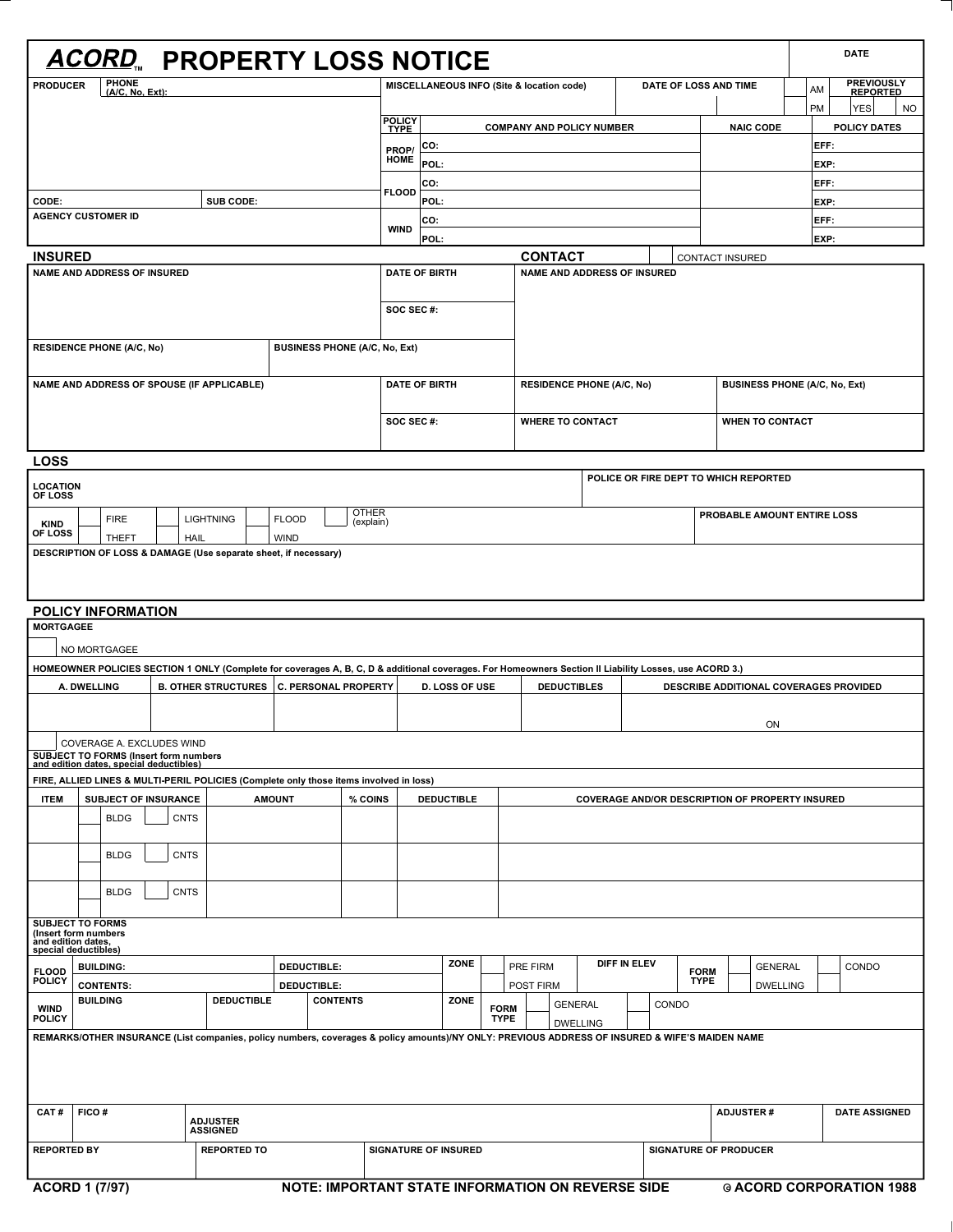# ACORD™ PROPERTY LOSS NOTICE

| | |
|---|---|
| DATE | |

| PRODUCER | PHONE (A/C, No, Ext): | MISCELLANEOUS INFO (Site & location code) | DATE OF LOSS AND TIME | AM / PM | PREVIOUSLY REPORTED: YES / NO |
|---|---|---|---|---|---|

| POLICY TYPE | COMPANY AND POLICY NUMBER | NAIC CODE | POLICY DATES |
|---|---|---|---|
| PROP/ HOME | CO: | | EFF: |
| | POL: | | EXP: |
| FLOOD | CO: | | EFF: |
| | POL: | | EXP: |
| WIND | CO: | | EFF: |
| | POL: | | EXP: |

CODE: SUB CODE:

AGENCY CUSTOMER ID

## INSURED

**CONTACT** ☐ CONTACT INSURED

| NAME AND ADDRESS OF INSURED | | DATE OF BIRTH | NAME AND ADDRESS OF INSURED | |
|---|---|---|---|---|
| | | SOC SEC #: | | |
| RESIDENCE PHONE (A/C, No) | BUSINESS PHONE (A/C, No, Ext) | | | |
| NAME AND ADDRESS OF SPOUSE (IF APPLICABLE) | | DATE OF BIRTH | RESIDENCE PHONE (A/C, No) | BUSINESS PHONE (A/C, No, Ext) |
| | | SOC SEC #: | WHERE TO CONTACT | WHEN TO CONTACT |

## LOSS

| LOCATION OF LOSS | POLICE OR FIRE DEPT TO WHICH REPORTED |
|---|---|

| KIND OF LOSS | ☐ FIRE | ☐ LIGHTNING | ☐ FLOOD | ☐ OTHER (explain) | PROBABLE AMOUNT ENTIRE LOSS |
|---|---|---|---|---|---|
| | ☐ THEFT | ☐ HAIL | ☐ WIND | | |

DESCRIPTION OF LOSS & DAMAGE (Use separate sheet, if necessary)

## POLICY INFORMATION

MORTGAGEE

☐ NO MORTGAGEE

HOMEOWNER POLICIES SECTION 1 ONLY (Complete for coverages A, B, C, D & additional coverages. For Homeowners Section II Liability Losses, use ACORD 3.)

| A. DWELLING | B. OTHER STRUCTURES | C. PERSONAL PROPERTY | D. LOSS OF USE | DEDUCTIBLES | DESCRIBE ADDITIONAL COVERAGES PROVIDED |
|---|---|---|---|---|---|
| | | | | | ON |

☐ COVERAGE A. EXCLUDES WIND

SUBJECT TO FORMS (Insert form numbers and edition dates, special deductibles)

FIRE, ALLIED LINES & MULTI-PERIL POLICIES (Complete only those items involved in loss)

| ITEM | SUBJECT OF INSURANCE | AMOUNT | % COINS | DEDUCTIBLE | COVERAGE AND/OR DESCRIPTION OF PROPERTY INSURED |
|---|---|---|---|---|---|
| | ☐ BLDG ☐ CNTS | | | | |
| | ☐ BLDG ☐ CNTS | | | | |
| | ☐ BLDG ☐ CNTS | | | | |

SUBJECT TO FORMS (Insert form numbers and edition dates, special deductibles)

| FLOOD POLICY | BUILDING: | DEDUCTIBLE: | ZONE | ☐ PRE FIRM | DIFF IN ELEV | FORM TYPE | ☐ GENERAL | ☐ CONDO |
|---|---|---|---|---|---|---|---|---|
| | CONTENTS: | DEDUCTIBLE: | | ☐ POST FIRM | | | DWELLING | |

| WIND POLICY | BUILDING | DEDUCTIBLE | CONTENTS | ZONE | FORM TYPE | ☐ GENERAL DWELLING | ☐ CONDO |
|---|---|---|---|---|---|---|---|

REMARKS/OTHER INSURANCE (List companies, policy numbers, coverages & policy amounts)/NY ONLY: PREVIOUS ADDRESS OF INSURED & WIFE'S MAIDEN NAME

| CAT # | FICO # | ADJUSTER ASSIGNED | ADJUSTER # | DATE ASSIGNED |
|---|---|---|---|---|

| REPORTED BY | REPORTED TO | SIGNATURE OF INSURED | SIGNATURE OF PRODUCER |
|---|---|---|---|

ACORD 1 (7/97) NOTE: IMPORTANT STATE INFORMATION ON REVERSE SIDE © ACORD CORPORATION 1988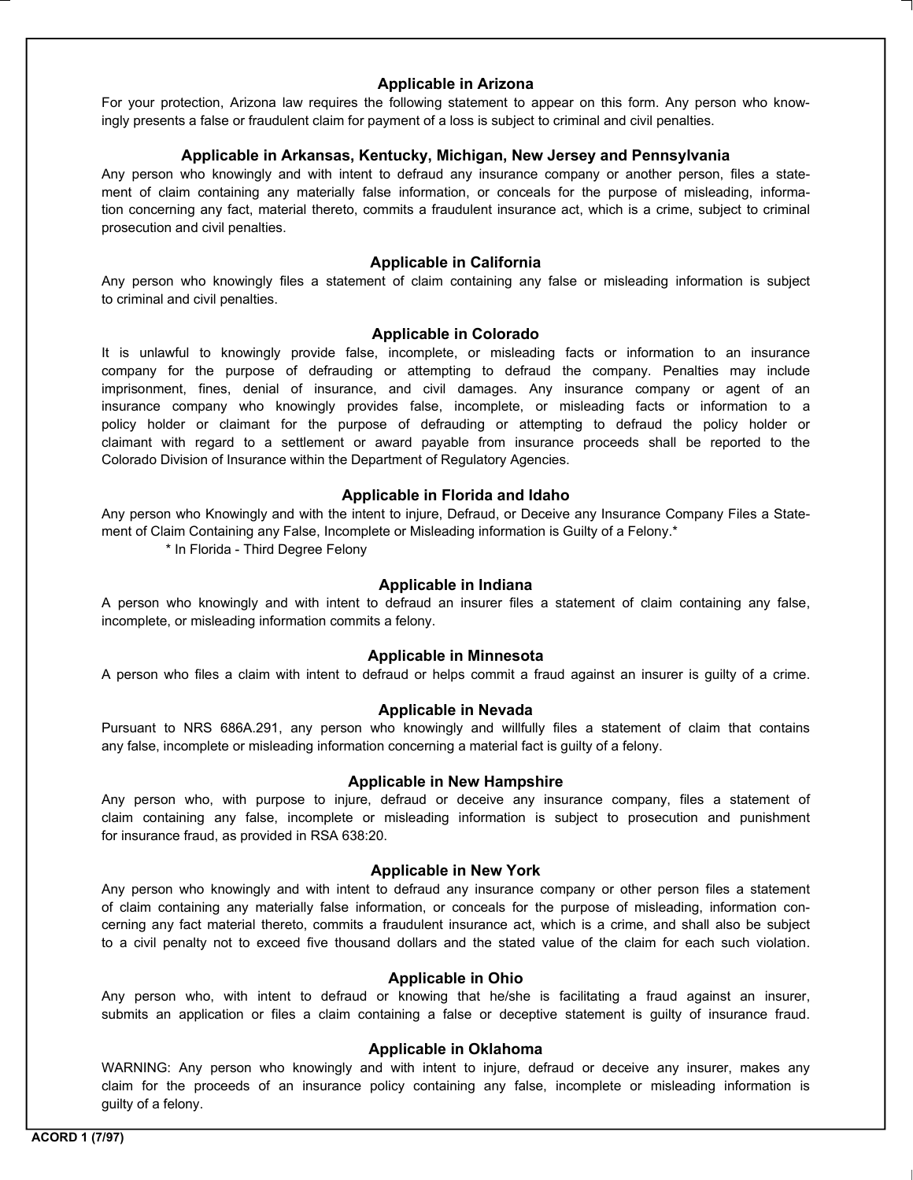### Applicable in Arizona

For your protection, Arizona law requires the following statement to appear on this form. Any person who knowingly presents a false or fraudulent claim for payment of a loss is subject to criminal and civil penalties.

### Applicable in Arkansas, Kentucky, Michigan, New Jersey and Pennsylvania

Any person who knowingly and with intent to defraud any insurance company or another person, files a statement of claim containing any materially false information, or conceals for the purpose of misleading, information concerning any fact, material thereto, commits a fraudulent insurance act, which is a crime, subject to criminal prosecution and civil penalties.

### Applicable in California

Any person who knowingly files a statement of claim containing any false or misleading information is subject to criminal and civil penalties.

### Applicable in Colorado

It is unlawful to knowingly provide false, incomplete, or misleading facts or information to an insurance company for the purpose of defrauding or attempting to defraud the company. Penalties may include imprisonment, fines, denial of insurance, and civil damages. Any insurance company or agent of an insurance company who knowingly provides false, incomplete, or misleading facts or information to a policy holder or claimant for the purpose of defrauding or attempting to defraud the policy holder or claimant with regard to a settlement or award payable from insurance proceeds shall be reported to the Colorado Division of Insurance within the Department of Regulatory Agencies.

### Applicable in Florida and Idaho

Any person who Knowingly and with the intent to injure, Defraud, or Deceive any Insurance Company Files a Statement of Claim Containing any False, Incomplete or Misleading information is Guilty of a Felony.*

\* In Florida - Third Degree Felony

### Applicable in Indiana

A person who knowingly and with intent to defraud an insurer files a statement of claim containing any false, incomplete, or misleading information commits a felony.

### Applicable in Minnesota

A person who files a claim with intent to defraud or helps commit a fraud against an insurer is guilty of a crime.

### Applicable in Nevada

Pursuant to NRS 686A.291, any person who knowingly and willfully files a statement of claim that contains any false, incomplete or misleading information concerning a material fact is guilty of a felony.

### Applicable in New Hampshire

Any person who, with purpose to injure, defraud or deceive any insurance company, files a statement of claim containing any false, incomplete or misleading information is subject to prosecution and punishment for insurance fraud, as provided in RSA 638:20.

### Applicable in New York

Any person who knowingly and with intent to defraud any insurance company or other person files a statement of claim containing any materially false information, or conceals for the purpose of misleading, information concerning any fact material thereto, commits a fraudulent insurance act, which is a crime, and shall also be subject to a civil penalty not to exceed five thousand dollars and the stated value of the claim for each such violation.

### Applicable in Ohio

Any person who, with intent to defraud or knowing that he/she is facilitating a fraud against an insurer, submits an application or files a claim containing a false or deceptive statement is guilty of insurance fraud.

### Applicable in Oklahoma

WARNING: Any person who knowingly and with intent to injure, defraud or deceive any insurer, makes any claim for the proceeds of an insurance policy containing any false, incomplete or misleading information is guilty of a felony.

**ACORD 1 (7/97)**